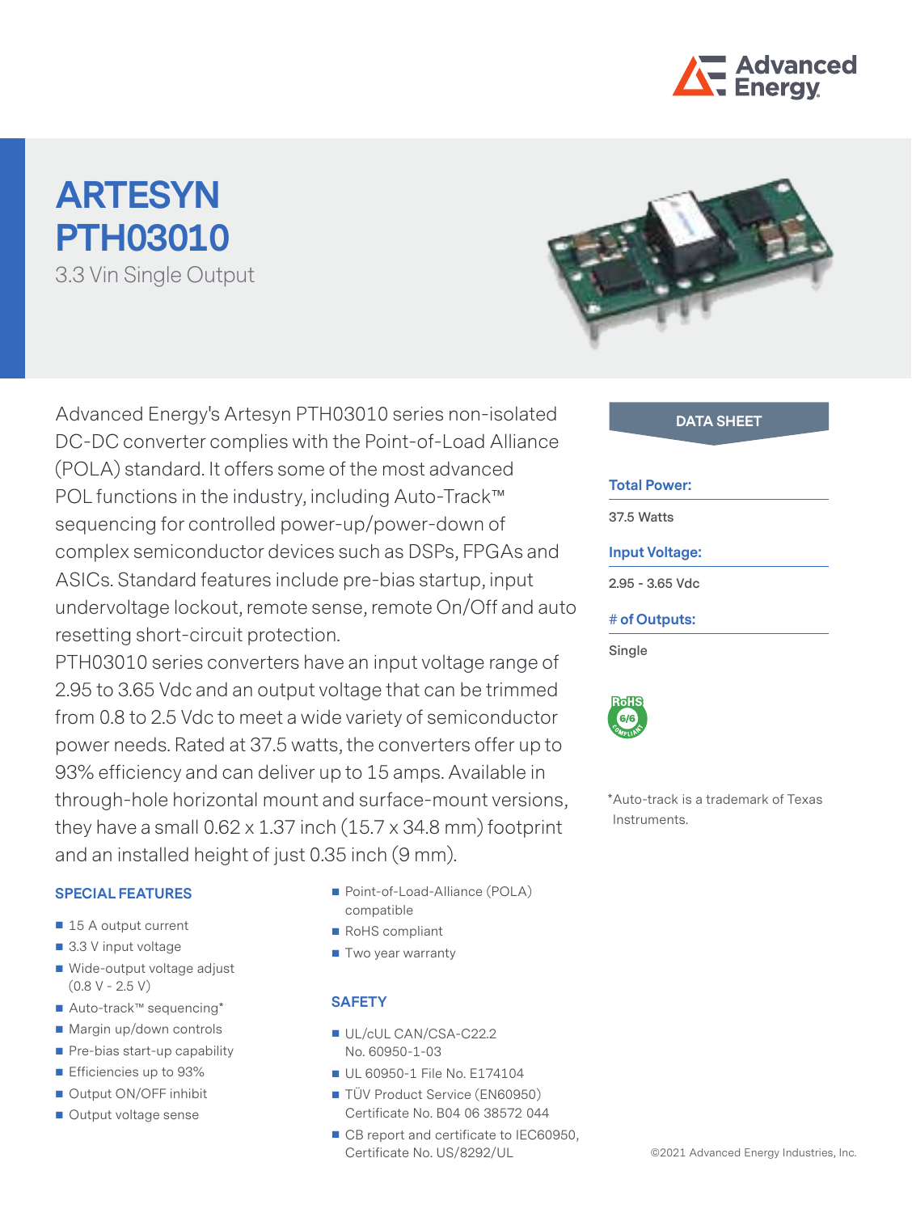# ARTESYN PTH03010

3.3 Vin Single Output

Advanced Energy's Artesyn PTH03010 series non-isolated DC-DC converter complies with the Point-of-Load Alliance (POLA) standard. It offers some of the most advanced POL functions in the industry, including Auto-Track™ sequencing for controlled power-up/power-down of complex semiconductor devices such as DSPs, FPGAs and ASICs. Standard features include pre-bias startup, input undervoltage lockout, remote sense, remote On/Off and auto resetting short-circuit protection.

PTH03010 series converters have an input voltage range of 2.95 to 3.65 Vdc and an output voltage that can be trimmed from 0.8 to 2.5 Vdc to meet a wide variety of semiconductor power needs. Rated at 37.5 watts, the converters offer up to 93% efficiency and can deliver up to 15 amps. Available in through-hole horizontal mount and surface-mount versions, they have a small 0.62 x 1.37 inch (15.7 x 34.8 mm) footprint and an installed height of just 0.35 inch (9 mm).

**DATA SHEET**

**Total Power:**
37.5 Watts

**Input Voltage:**
2.95 - 3.65 Vdc

**# of Outputs:**
Single

RoHS 6/6 COMPLIANT

*Auto-track is a trademark of Texas Instruments.

## SPECIAL FEATURES

- 15 A output current
- 3.3 V input voltage
- Wide-output voltage adjust (0.8 V - 2.5 V)
- Auto-track™ sequencing*
- Margin up/down controls
- Pre-bias start-up capability
- Efficiencies up to 93%
- Output ON/OFF inhibit
- Output voltage sense
- Point-of-Load-Alliance (POLA) compatible
- RoHS compliant
- Two year warranty

## SAFETY

- UL/cUL CAN/CSA-C22.2 No. 60950-1-03
- UL 60950-1 File No. E174104
- TÜV Product Service (EN60950) Certificate No. B04 06 38572 044
- CB report and certificate to IEC60950, Certificate No. US/8292/UL

©2021 Advanced Energy Industries, Inc.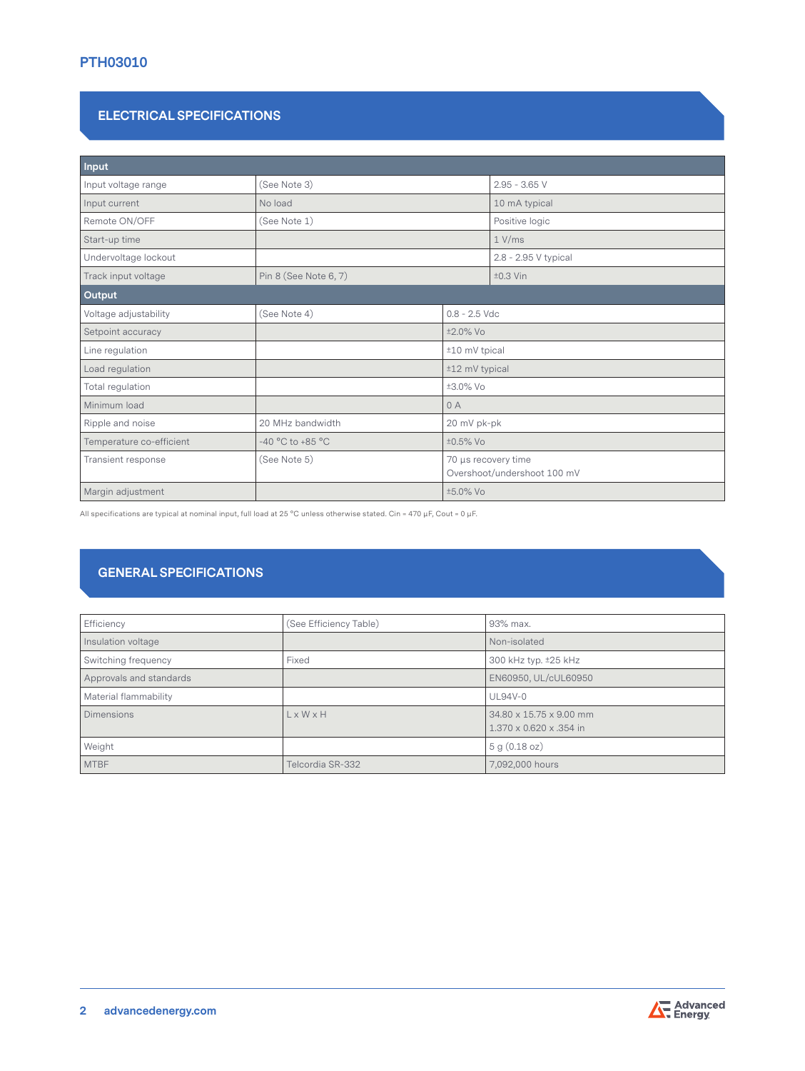## ELECTRICAL SPECIFICATIONS

| **Input** | | |
|---|---|---|
| Input voltage range | (See Note 3) | 2.95 - 3.65 V |
| Input current | No load | 10 mA typical |
| Remote ON/OFF | (See Note 1) | Positive logic |
| Start-up time | | 1 V/ms |
| Undervoltage lockout | | 2.8 - 2.95 V typical |
| Track input voltage | Pin 8 (See Note 6, 7) | ±0.3 Vin |
| **Output** | | |
| Voltage adjustability | (See Note 4) | 0.8 - 2.5 Vdc |
| Setpoint accuracy | | ±2.0% Vo |
| Line regulation | | ±10 mV tpical |
| Load regulation | | ±12 mV typical |
| Total regulation | | ±3.0% Vo |
| Minimum load | | 0 A |
| Ripple and noise | 20 MHz bandwidth | 20 mV pk-pk |
| Temperature co-efficient | -40 °C to +85 °C | ±0.5% Vo |
| Transient response | (See Note 5) | 70 µs recovery time<br>Overshoot/undershoot 100 mV |
| Margin adjustment | | ±5.0% Vo |

All specifications are typical at nominal input, full load at 25 °C unless otherwise stated. Cin = 470 µF, Cout = 0 µF.

## GENERAL SPECIFICATIONS

| | | |
|---|---|---|
| Efficiency | (See Efficiency Table) | 93% max. |
| Insulation voltage | | Non-isolated |
| Switching frequency | Fixed | 300 kHz typ. ±25 kHz |
| Approvals and standards | | EN60950, UL/cUL60950 |
| Material flammability | | UL94V-0 |
| Dimensions | L x W x H | 34.80 x 15.75 x 9.00 mm<br>1.370 x 0.620 x .354 in |
| Weight | | 5 g (0.18 oz) |
| MTBF | Telcordia SR-332 | 7,092,000 hours |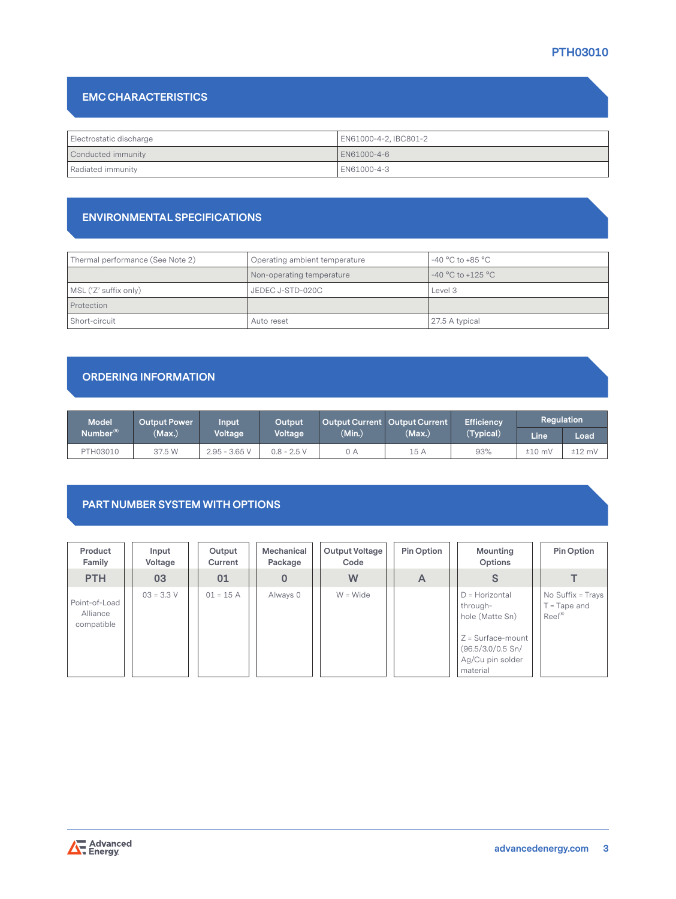## EMC CHARACTERISTICS

| | |
|---|---|
| Electrostatic discharge | EN61000-4-2, IBC801-2 |
| Conducted immunity | EN61000-4-6 |
| Radiated immunity | EN61000-4-3 |

## ENVIRONMENTAL SPECIFICATIONS

| | | |
|---|---|---|
| Thermal performance (See Note 2) | Operating ambient temperature | -40 °C to +85 °C |
| | Non-operating temperature | -40 °C to +125 °C |
| MSL ('Z' suffix only) | JEDEC J-STD-020C | Level 3 |
| Protection | | |
| Short-circuit | Auto reset | 27.5 A typical |

## ORDERING INFORMATION

| Model Number[9] | Output Power (Max.) | Input Voltage | Output Voltage | Output Current (Min.) | Output Current (Max.) | Efficiency (Typical) | Regulation | |
|---|---|---|---|---|---|---|---|---|
| | | | | | | | Line | Load |
| PTH03010 | 37.5 W | 2.95 - 3.65 V | 0.8 - 2.5 V | 0 A | 15 A | 93% | ±10 mV | ±12 mV |

## PART NUMBER SYSTEM WITH OPTIONS

| Product Family | Input Voltage | Output Current | Mechanical Package | Output Voltage Code | Pin Option | Mounting Options | Pin Option |
|---|---|---|---|---|---|---|---|
| **PTH** | **03** | **01** | **0** | **W** | **A** | **S** | **T** |
| Point-of-Load Alliance compatible | 03 = 3.3 V | 01 = 15 A | Always 0 | W = Wide | | D = Horizontal through-hole (Matte Sn)<br><br>Z = Surface-mount (96.5/3.0/0.5 Sn/Ag/Cu pin solder material | No Suffix = Trays<br>T = Tape and Reel[8] |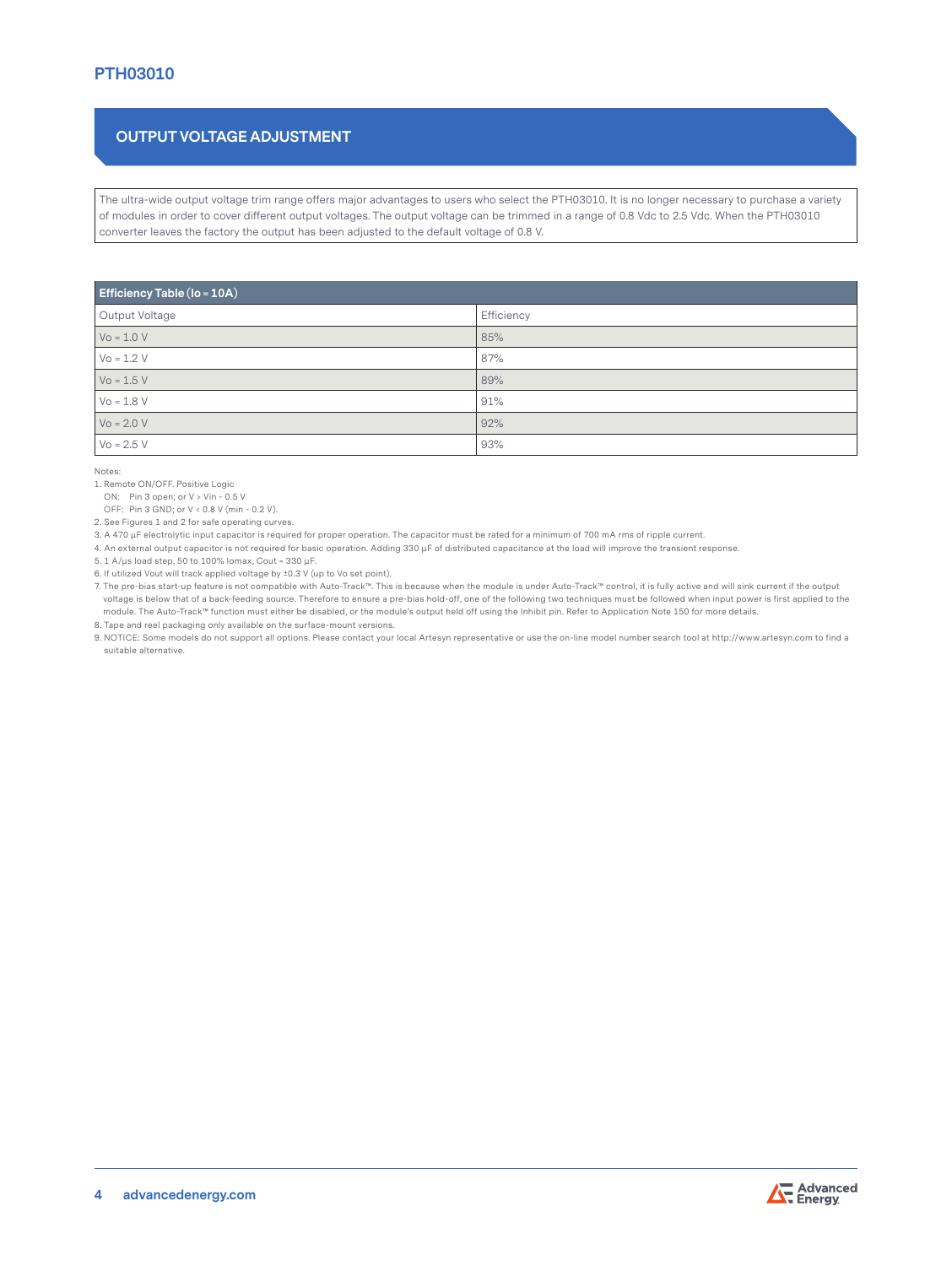## OUTPUT VOLTAGE ADJUSTMENT

The ultra-wide output voltage trim range offers major advantages to users who select the PTH03010. It is no longer necessary to purchase a variety of modules in order to cover different output voltages. The output voltage can be trimmed in a range of 0.8 Vdc to 2.5 Vdc. When the PTH03010 converter leaves the factory the output has been adjusted to the default voltage of 0.8 V.

| Efficiency Table (Io = 10A) | |
|---|---|
| Output Voltage | Efficiency |
| Vo = 1.0 V | 85% |
| Vo = 1.2 V | 87% |
| Vo = 1.5 V | 89% |
| Vo = 1.8 V | 91% |
| Vo = 2.0 V | 92% |
| Vo = 2.5 V | 93% |

Notes:

1. Remote ON/OFF. Positive Logic
   ON: Pin 3 open; or V > Vin - 0.5 V
   OFF: Pin 3 GND; or V < 0.8 V (min - 0.2 V).
2. See Figures 1 and 2 for safe operating curves.
3. A 470 µF electrolytic input capacitor is required for proper operation. The capacitor must be rated for a minimum of 700 mA rms of ripple current.
4. An external output capacitor is not required for basic operation. Adding 330 µF of distributed capacitance at the load will improve the transient response.
5. 1 A/µs load step, 50 to 100% Iomax, Cout = 330 µF.
6. If utilized Vout will track applied voltage by ±0.3 V (up to Vo set point).
7. The pre-bias start-up feature is not compatible with Auto-Track™. This is because when the module is under Auto-Track™ control, it is fully active and will sink current if the output voltage is below that of a back-feeding source. Therefore to ensure a pre-bias hold-off, one of the following two techniques must be followed when input power is first applied to the module. The Auto-Track™ function must either be disabled, or the module's output held off using the Inhibit pin. Refer to Application Note 150 for more details.
8. Tape and reel packaging only available on the surface-mount versions.
9. NOTICE: Some models do not support all options. Please contact your local Artesyn representative or use the on-line model number search tool at http://www.artesyn.com to find a suitable alternative.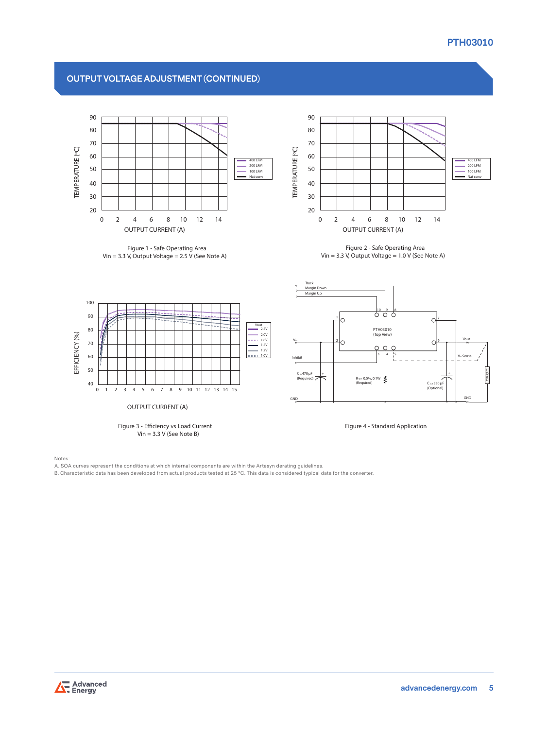## OUTPUT VOLTAGE ADJUSTMENT (CONTINUED)

Figure 1 - Safe Operating Area
Vin = 3.3 V, Output Voltage = 2.5 V (See Note A)

Figure 2 - Safe Operating Area
Vin = 3.3 V, Output Voltage = 1.0 V (See Note A)

Figure 3 - Efficiency vs Load Current
Vin = 3.3 V (See Note B)

Figure 4 - Standard Application

Notes:
A. SOA curves represent the conditions at which internal components are within the Artesyn derating guidelines.
B. Characteristic data has been developed from actual products tested at 25 °C. This data is considered typical data for the converter.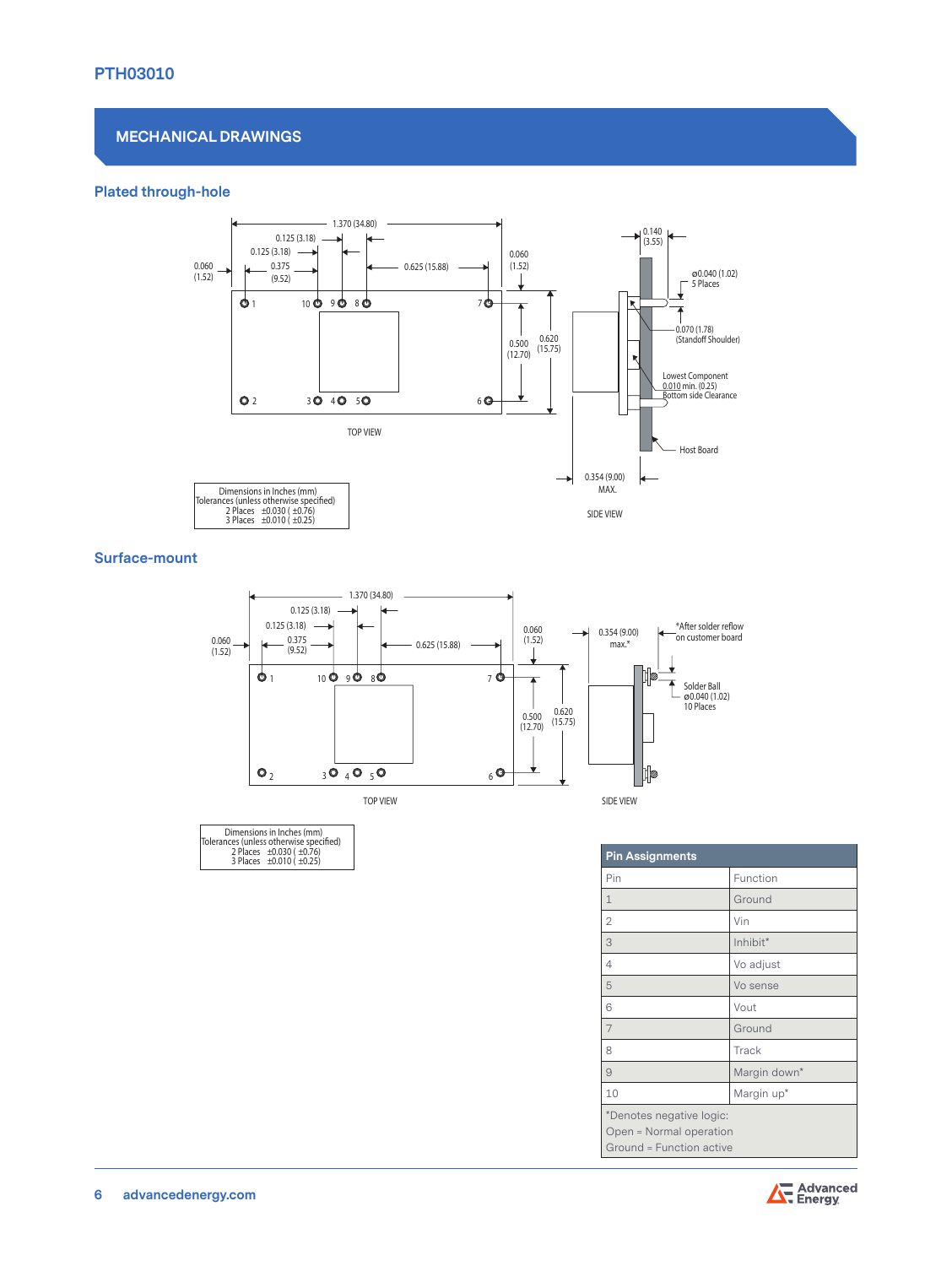## MECHANICAL DRAWINGS

### Plated through-hole

Dimensions in Inches (mm)
Tolerances (unless otherwise specified)
2 Places ±0.030 ( ±0.76)
3 Places ±0.010 ( ±0.25)

### Surface-mount

Dimensions in Inches (mm)
Tolerances (unless otherwise specified)
2 Places ±0.030 ( ±0.76)
3 Places ±0.010 ( ±0.25)

| Pin Assignments | |
|---|---|
| Pin | Function |
| 1 | Ground |
| 2 | Vin |
| 3 | Inhibit* |
| 4 | Vo adjust |
| 5 | Vo sense |
| 6 | Vout |
| 7 | Ground |
| 8 | Track |
| 9 | Margin down* |
| 10 | Margin up* |

*Denotes negative logic:
Open = Normal operation
Ground = Function active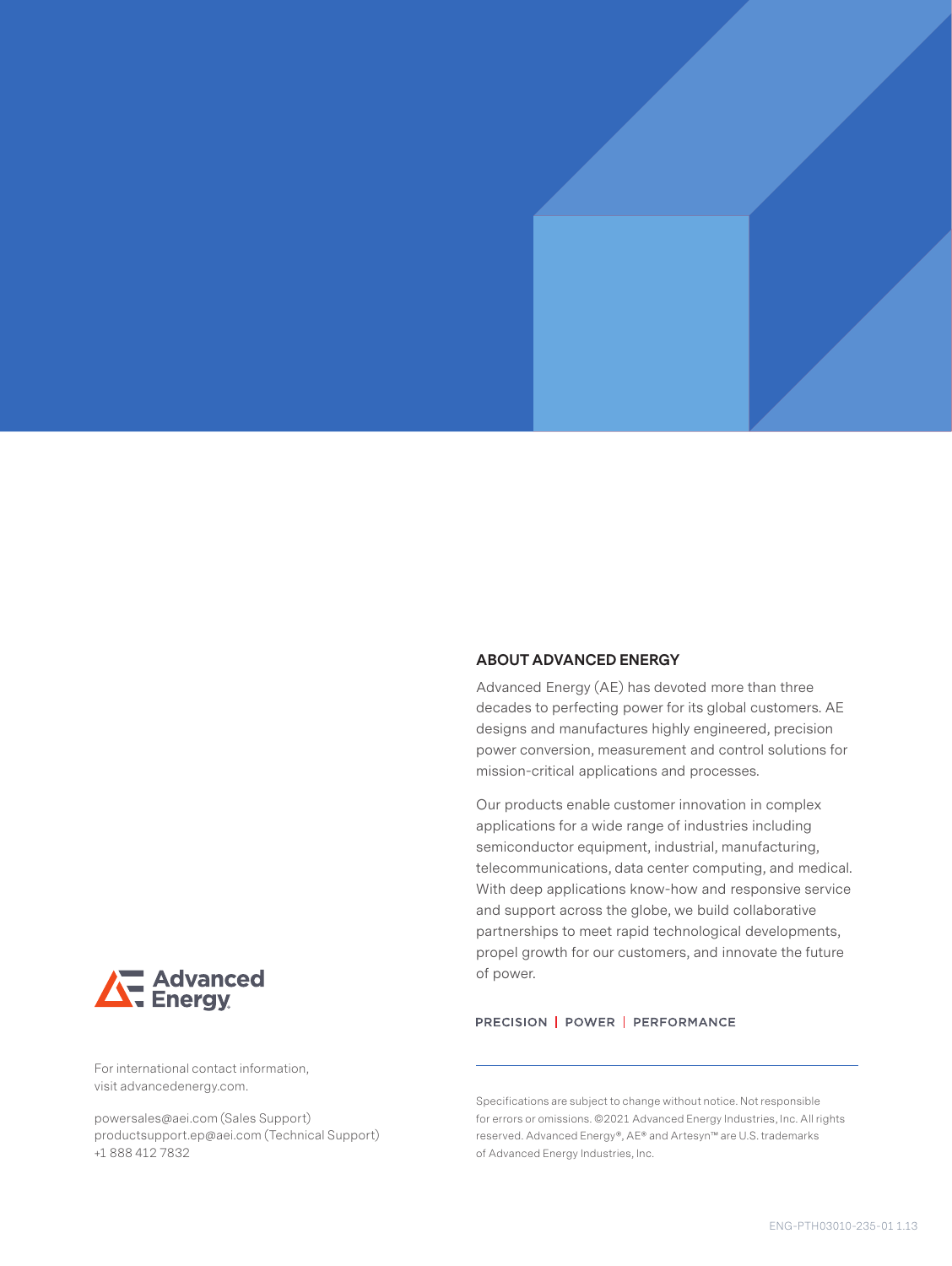## ABOUT ADVANCED ENERGY

Advanced Energy (AE) has devoted more than three decades to perfecting power for its global customers. AE designs and manufactures highly engineered, precision power conversion, measurement and control solutions for mission-critical applications and processes.

Our products enable customer innovation in complex applications for a wide range of industries including semiconductor equipment, industrial, manufacturing, telecommunications, data center computing, and medical. With deep applications know-how and responsive service and support across the globe, we build collaborative partnerships to meet rapid technological developments, propel growth for our customers, and innovate the future of power.

PRECISION | POWER | PERFORMANCE

Advanced Energy

For international contact information, visit advancedenergy.com.

powersales@aei.com (Sales Support)
productsupport.ep@aei.com (Technical Support)
+1 888 412 7832

Specifications are subject to change without notice. Not responsible for errors or omissions. ©2021 Advanced Energy Industries, Inc. All rights reserved. Advanced Energy®, AE® and Artesyn™ are U.S. trademarks of Advanced Energy Industries, Inc.

ENG-PTH03010-235-01 1.13